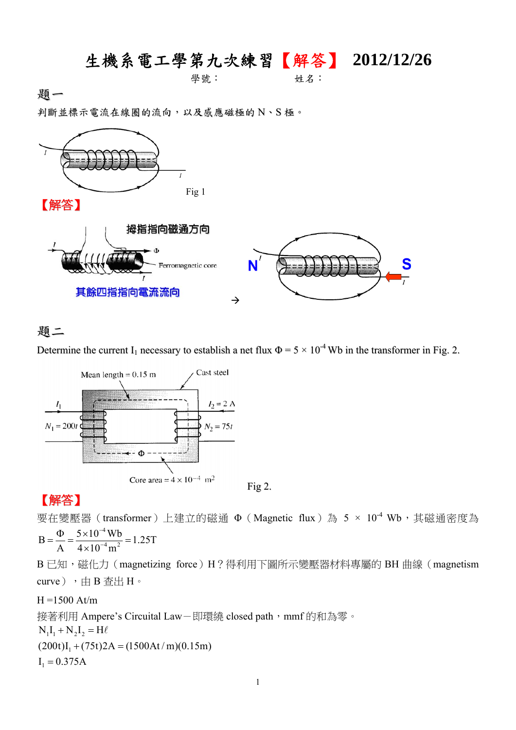# 生機系電工學第九次練習【解答】 2012/12/26

學號：　　　　　　　姓名：

## 題一

判斷並標示電流在線圈的流向，以及感應磁極的 N、S 極。

Fig 1

【解答】

拇指指向磁通方向

其餘四指指向電流流向

→

N　S

## 題二

Determine the current $I_1$ necessary to establish a net flux $\Phi = 5 \times 10^{-4}$ Wb in the transformer in Fig. 2.

Mean length = 0.15 m　Cast steel

$I_1$　$I_2 = 2$ A

$N_1 = 200t$　$N_2 = 75t$

Core area $= 4 \times 10^{-4}$ m²

Fig 2.

【解答】

要在變壓器（transformer）上建立的磁通 Φ（Magnetic flux）為 $5 \times 10^{-4}$ Wb，其磁通密度為

$$B = \frac{\Phi}{A} = \frac{5 \times 10^{-4}\,\text{Wb}}{4 \times 10^{-4}\,\text{m}^2} = 1.25\text{T}$$

B 已知，磁化力（magnetizing force）H？得利用下圖所示變壓器材料專屬的 BH 曲線（magnetism curve），由 B 查出 H。

H =1500 At/m

接著利用 Ampere's Circuital Law－即環繞 closed path，mmf 的和為零。

$$N_1 I_1 + N_2 I_2 = H\ell$$

$$(200t)I_1 + (75t)2\text{A} = (1500\text{At/m})(0.15\text{m})$$

$$I_1 = 0.375\text{A}$$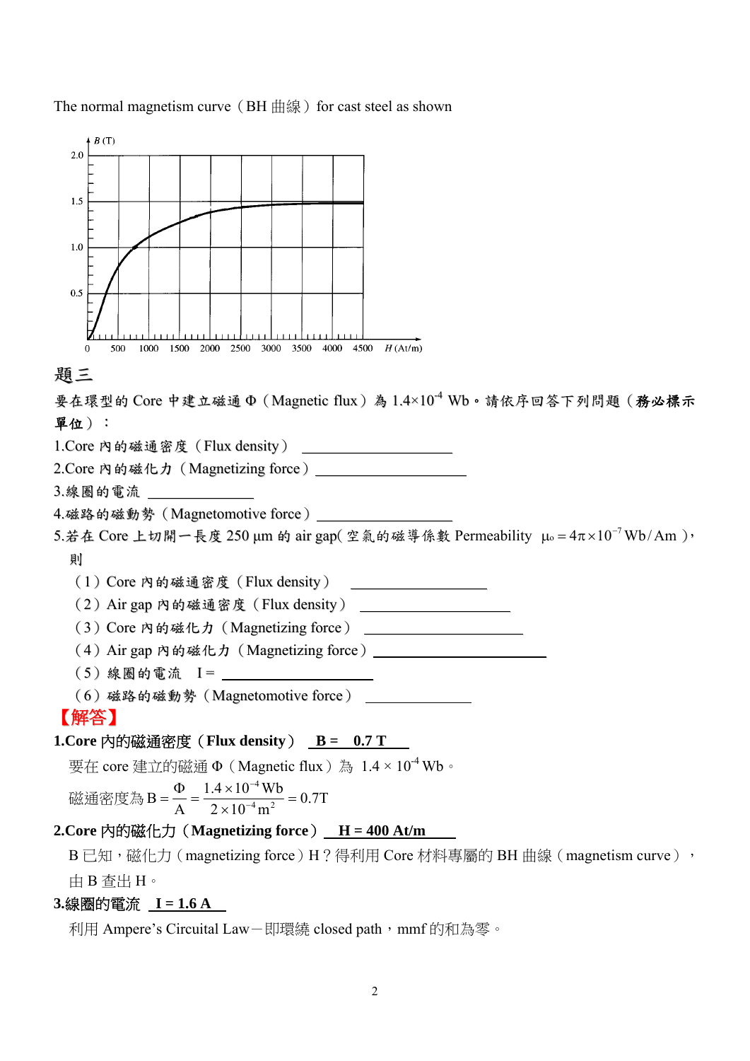The normal magnetism curve（BH 曲線）for cast steel as shown

題三

要在環型的 Core 中建立磁通 Φ（Magnetic flux）為 $1.4\times10^{-4}$ Wb。請依序回答下列問題（**務必標示單位**）：

1.Core 內的磁通密度（Flux density） ____________

2.Core 內的磁化力（Magnetizing force） ____________

3.線圈的電流 ____________

4.磁路的磁動勢（Magnetomotive force） ____________

5.若在 Core 上切開一長度 250 μm 的 air gap(空氣的磁導係數 Permeability $\mu_o = 4\pi\times10^{-7}\,\text{Wb/Am}$)，則

（1）Core 內的磁通密度（Flux density） ____________

（2）Air gap 內的磁通密度（Flux density） ____________

（3）Core 內的磁化力（Magnetizing force） ____________

（4）Air gap 內的磁化力（Magnetizing force） ____________

（5）線圈的電流 I = ____________

（6）磁路的磁動勢（Magnetomotive force） ____________

【解答】

**1.Core 內的磁通密度（Flux density） <u>B = 0.7 T</u>**

要在 core 建立的磁通 Φ（Magnetic flux）為 $1.4\times10^{-4}$ Wb。

磁通密度為 $B = \dfrac{\Phi}{A} = \dfrac{1.4\times10^{-4}\,\text{Wb}}{2\times10^{-4}\,\text{m}^2} = 0.7\text{T}$

**2.Core 內的磁化力（Magnetizing force） <u>H = 400 At/m</u>**

B 已知，磁化力（magnetizing force）H？得利用 Core 材料專屬的 BH 曲線（magnetism curve），由 B 查出 H。

**3.線圈的電流 <u>I = 1.6 A</u>**

利用 Ampere's Circuital Law－即環繞 closed path，mmf 的和為零。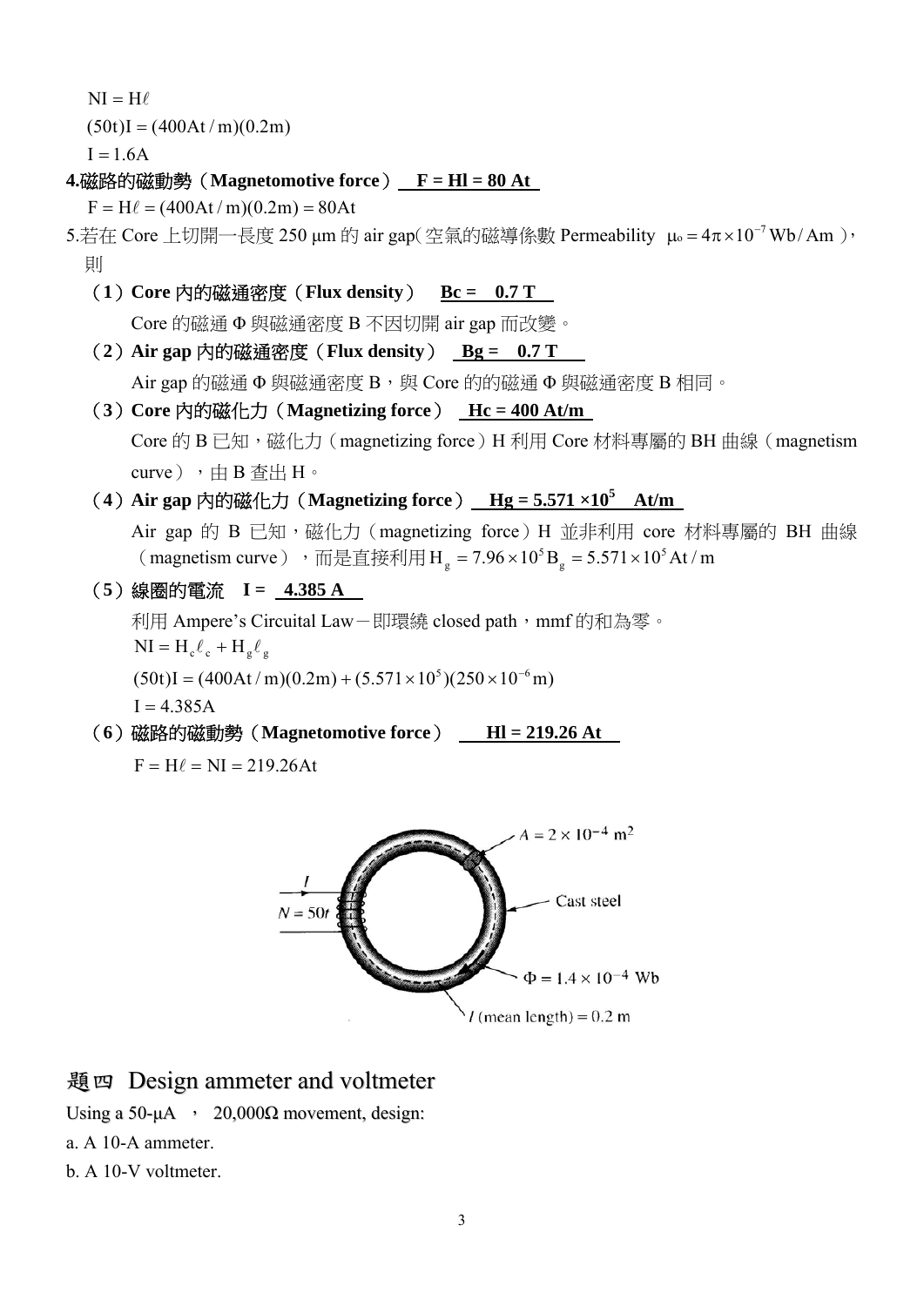$\mathrm{NI} = \mathrm{H}\ell$

$(50t)\mathrm{I} = (400\mathrm{At/m})(0.2\mathrm{m})$

$\mathrm{I} = 1.6\mathrm{A}$

**4.磁路的磁動勢（Magnetomotive force） F = Hl = 80 At**

$\mathrm{F} = \mathrm{H}\ell = (400\mathrm{At/m})(0.2\mathrm{m}) = 80\mathrm{At}$

5.若在 Core 上切開一長度 250 μm 的 air gap(空氣的磁導係數 Permeability $\mu_o = 4\pi \times 10^{-7}\,\mathrm{Wb/Am}$)，則

**（1）Core 內的磁通密度（Flux density） Bc = 0.7 T**

Core 的磁通 Φ 與磁通密度 B 不因切開 air gap 而改變。

**（2）Air gap 內的磁通密度（Flux density） Bg = 0.7 T**

Air gap 的磁通 Φ 與磁通密度 B，與 Core 的的磁通 Φ 與磁通密度 B 相同。

**（3）Core 內的磁化力（Magnetizing force） Hc = 400 At/m**

Core 的 B 已知，磁化力（magnetizing force）H 利用 Core 材料專屬的 BH 曲線（magnetism curve），由 B 查出 H。

**（4）Air gap 內的磁化力（Magnetizing force） Hg = 5.571 ×10^5 At/m**

Air gap 的 B 已知，磁化力（magnetizing force）H 並非利用 core 材料專屬的 BH 曲線（magnetism curve），而是直接利用 $\mathrm{H_g} = 7.96 \times 10^5 \mathrm{B_g} = 5.571 \times 10^5\,\mathrm{At/m}$

**（5）線圈的電流 I = 4.385 A**

利用 Ampere's Circuital Law－即環繞 closed path，mmf 的和為零。

$\mathrm{NI} = \mathrm{H_c}\ell_c + \mathrm{H_g}\ell_g$

$(50t)\mathrm{I} = (400\mathrm{At/m})(0.2\mathrm{m}) + (5.571 \times 10^5)(250 \times 10^{-6}\mathrm{m})$

$\mathrm{I} = 4.385\mathrm{A}$

**（6）磁路的磁動勢（Magnetomotive force） Hl = 219.26 At**

$\mathrm{F} = \mathrm{H}\ell = \mathrm{NI} = 219.26\mathrm{At}$

$A = 2 \times 10^{-4}\,\mathrm{m}^2$; $I$; $N = 50t$; Cast steel; $\Phi = 1.4 \times 10^{-4}$ Wb; $l$ (mean length) = 0.2 m

## 題四 Design ammeter and voltmeter

Using a 50-μA ， 20,000Ω movement, design:

a. A 10-A ammeter.

b. A 10-V voltmeter.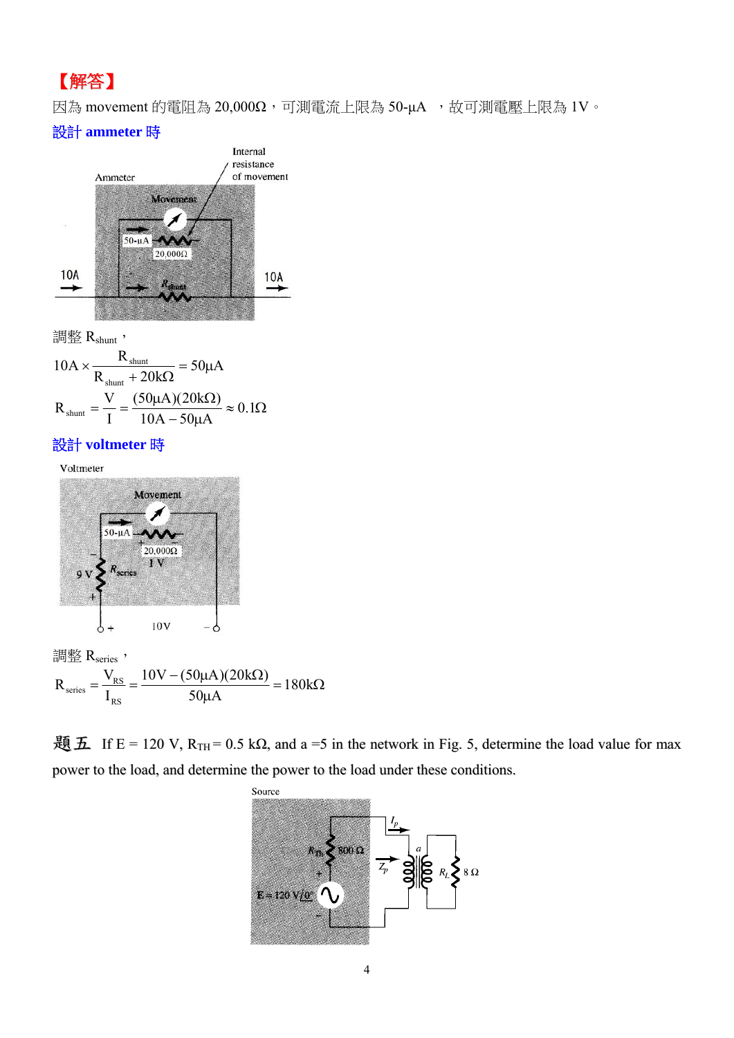## 【解答】

因為 movement 的電阻為 20,000Ω，可測電流上限為 50-μA ，故可測電壓上限為 1V。

### 設計 ammeter 時

Ammeter

Internal resistance of movement

Movement

50-μA

20,000Ω

10A

$R_{shunt}$

10A

調整 $R_{shunt}$，

$$10A \times \frac{R_{shunt}}{R_{shunt} + 20k\Omega} = 50\mu A$$

$$R_{shunt} = \frac{V}{I} = \frac{(50\mu A)(20k\Omega)}{10A - 50\mu A} \approx 0.1\Omega$$

### 設計 voltmeter 時

Voltmeter

Movement

50-μA

20,000Ω

1 V

9 V

$R_{series}$

10V

調整 $R_{series}$，

$$R_{series} = \frac{V_{RS}}{I_{RS}} = \frac{10V - (50\mu A)(20k\Omega)}{50\mu A} = 180k\Omega$$

**題五** If E = 120 V, $R_{TH}$ = 0.5 kΩ, and a =5 in the network in Fig. 5, determine the load value for max power to the load, and determine the power to the load under these conditions.

Source

$R_{Th}$ 800 Ω

E = 120 V∠0°

$I_p$

$Z_p$

a

$R_L$ 8 Ω